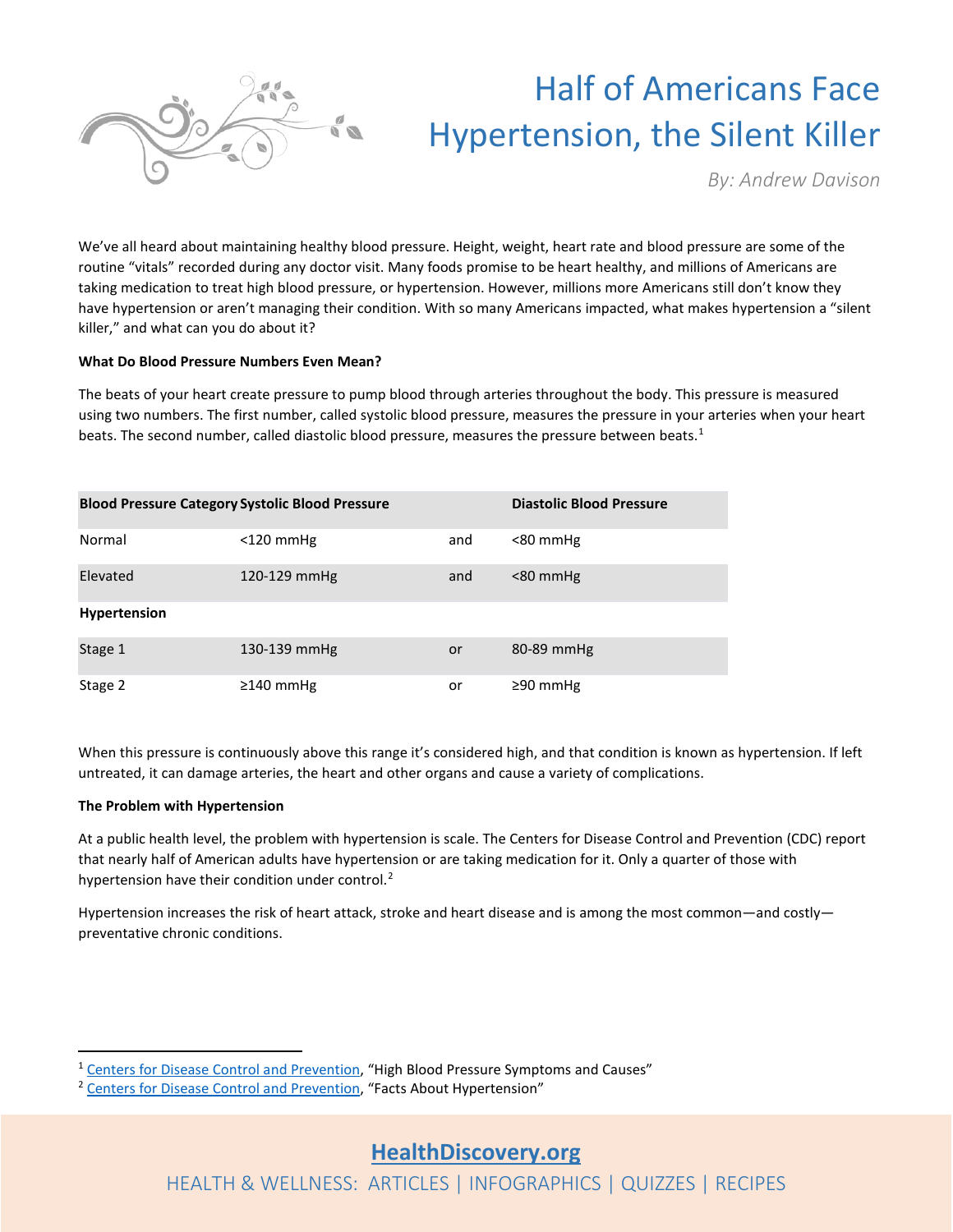# Half of Americans Face Hypertension, the Silent Killer

*By: Andrew Davison*

We've all heard about maintaining healthy blood pressure. Height, weight, heart rate and blood pressure are some of the routine "vitals" recorded during any doctor visit. Many foods promise to be heart healthy, and millions of Americans are taking medication to treat high blood pressure, or hypertension. However, millions more Americans still don't know they have hypertension or aren't managing their condition. With so many Americans impacted, what makes hypertension a "silent killer," and what can you do about it?

**What Do Blood Pressure Numbers Even Mean?**

The beats of your heart create pressure to pump blood through arteries throughout the body. This pressure is measured using two numbers. The first number, called systolic blood pressure, measures the pressure in your arteries when your heart beats. The second number, called diastolic blood pressure, measures the pressure between beats.[1]

| Blood Pressure Category | Systolic Blood Pressure | | Diastolic Blood Pressure |
|---|---|---|---|
| Normal | <120 mmHg | and | <80 mmHg |
| Elevated | 120-129 mmHg | and | <80 mmHg |
| **Hypertension** | | | |
| Stage 1 | 130-139 mmHg | or | 80-89 mmHg |
| Stage 2 | ≥140 mmHg | or | ≥90 mmHg |

When this pressure is continuously above this range it's considered high, and that condition is known as hypertension. If left untreated, it can damage arteries, the heart and other organs and cause a variety of complications.

**The Problem with Hypertension**

At a public health level, the problem with hypertension is scale. The Centers for Disease Control and Prevention (CDC) report that nearly half of American adults have hypertension or are taking medication for it. Only a quarter of those with hypertension have their condition under control.[2]

Hypertension increases the risk of heart attack, stroke and heart disease and is among the most common—and costly—preventative chronic conditions.

---

[1] Centers for Disease Control and Prevention, "High Blood Pressure Symptoms and Causes"

[2] Centers for Disease Control and Prevention, "Facts About Hypertension"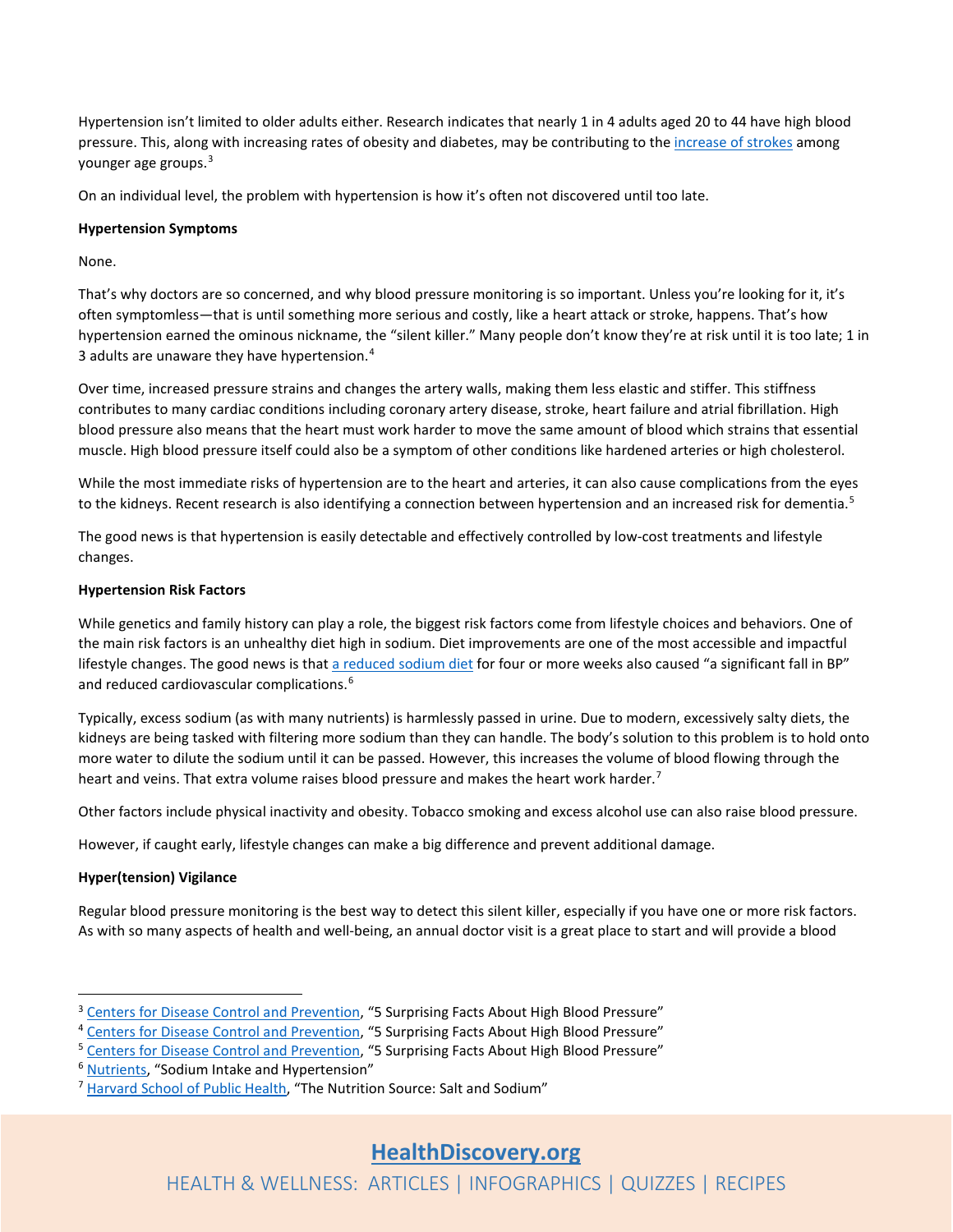Hypertension isn't limited to older adults either. Research indicates that nearly 1 in 4 adults aged 20 to 44 have high blood pressure. This, along with increasing rates of obesity and diabetes, may be contributing to the increase of strokes among younger age groups.[3]

On an individual level, the problem with hypertension is how it's often not discovered until too late.

**Hypertension Symptoms**

None.

That's why doctors are so concerned, and why blood pressure monitoring is so important. Unless you're looking for it, it's often symptomless—that is until something more serious and costly, like a heart attack or stroke, happens. That's how hypertension earned the ominous nickname, the "silent killer." Many people don't know they're at risk until it is too late; 1 in 3 adults are unaware they have hypertension.[4]

Over time, increased pressure strains and changes the artery walls, making them less elastic and stiffer. This stiffness contributes to many cardiac conditions including coronary artery disease, stroke, heart failure and atrial fibrillation. High blood pressure also means that the heart must work harder to move the same amount of blood which strains that essential muscle. High blood pressure itself could also be a symptom of other conditions like hardened arteries or high cholesterol.

While the most immediate risks of hypertension are to the heart and arteries, it can also cause complications from the eyes to the kidneys. Recent research is also identifying a connection between hypertension and an increased risk for dementia.[5]

The good news is that hypertension is easily detectable and effectively controlled by low-cost treatments and lifestyle changes.

**Hypertension Risk Factors**

While genetics and family history can play a role, the biggest risk factors come from lifestyle choices and behaviors. One of the main risk factors is an unhealthy diet high in sodium. Diet improvements are one of the most accessible and impactful lifestyle changes. The good news is that a reduced sodium diet for four or more weeks also caused "a significant fall in BP" and reduced cardiovascular complications.[6]

Typically, excess sodium (as with many nutrients) is harmlessly passed in urine. Due to modern, excessively salty diets, the kidneys are being tasked with filtering more sodium than they can handle. The body's solution to this problem is to hold onto more water to dilute the sodium until it can be passed. However, this increases the volume of blood flowing through the heart and veins. That extra volume raises blood pressure and makes the heart work harder.[7]

Other factors include physical inactivity and obesity. Tobacco smoking and excess alcohol use can also raise blood pressure.

However, if caught early, lifestyle changes can make a big difference and prevent additional damage.

**Hyper(tension) Vigilance**

Regular blood pressure monitoring is the best way to detect this silent killer, especially if you have one or more risk factors. As with so many aspects of health and well-being, an annual doctor visit is a great place to start and will provide a blood

---

[3] Centers for Disease Control and Prevention, "5 Surprising Facts About High Blood Pressure"
[4] Centers for Disease Control and Prevention, "5 Surprising Facts About High Blood Pressure"
[5] Centers for Disease Control and Prevention, "5 Surprising Facts About High Blood Pressure"
[6] Nutrients, "Sodium Intake and Hypertension"
[7] Harvard School of Public Health, "The Nutrition Source: Salt and Sodium"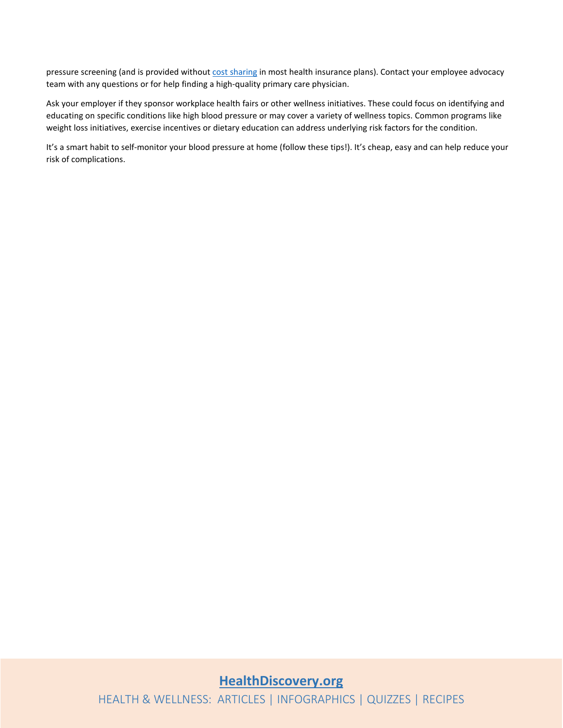pressure screening (and is provided without cost sharing in most health insurance plans). Contact your employee advocacy team with any questions or for help finding a high-quality primary care physician.

Ask your employer if they sponsor workplace health fairs or other wellness initiatives. These could focus on identifying and educating on specific conditions like high blood pressure or may cover a variety of wellness topics. Common programs like weight loss initiatives, exercise incentives or dietary education can address underlying risk factors for the condition.

It's a smart habit to self-monitor your blood pressure at home (follow these tips!). It's cheap, easy and can help reduce your risk of complications.

**HealthDiscovery.org**

HEALTH & WELLNESS: ARTICLES | INFOGRAPHICS | QUIZZES | RECIPES